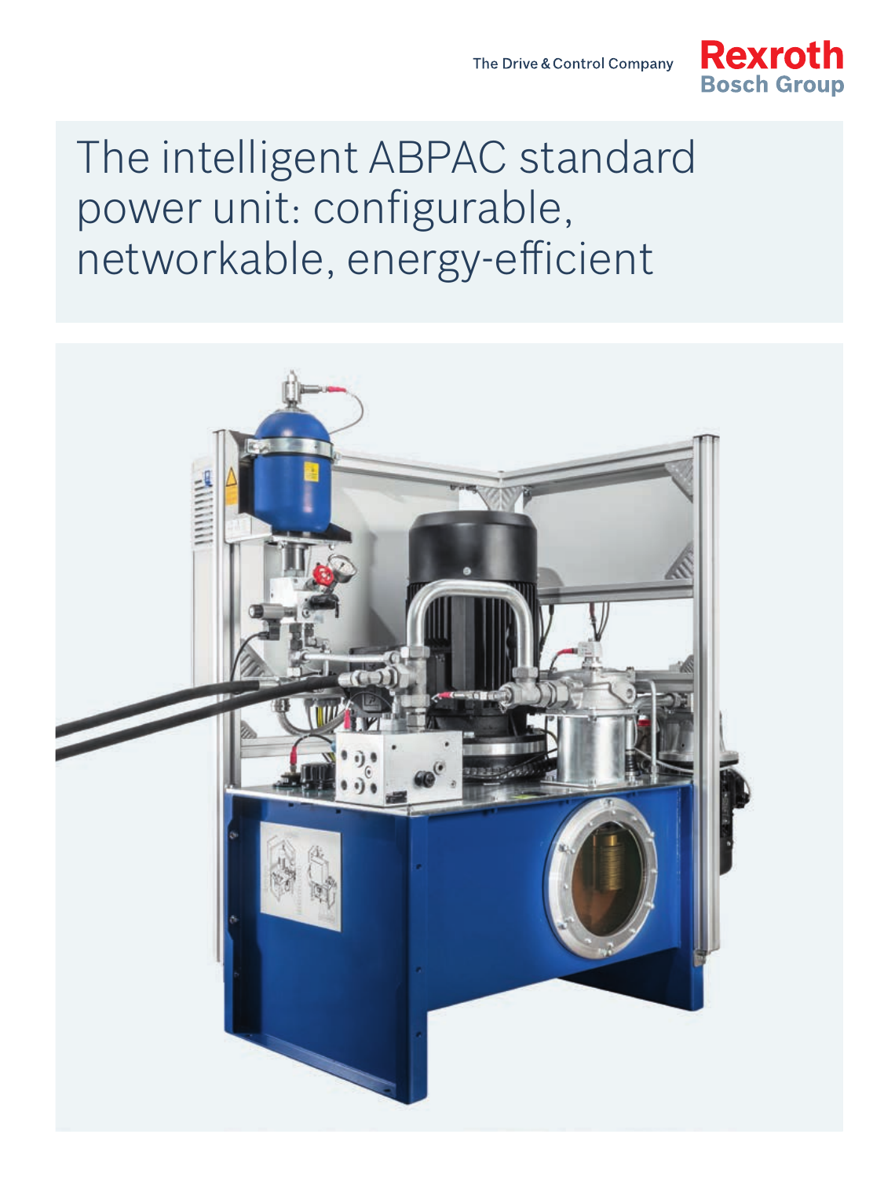The Drive & Control Company

Rexroth
Bosch Group

# The intelligent ABPAC standard power unit: configurable, networkable, energy-efficient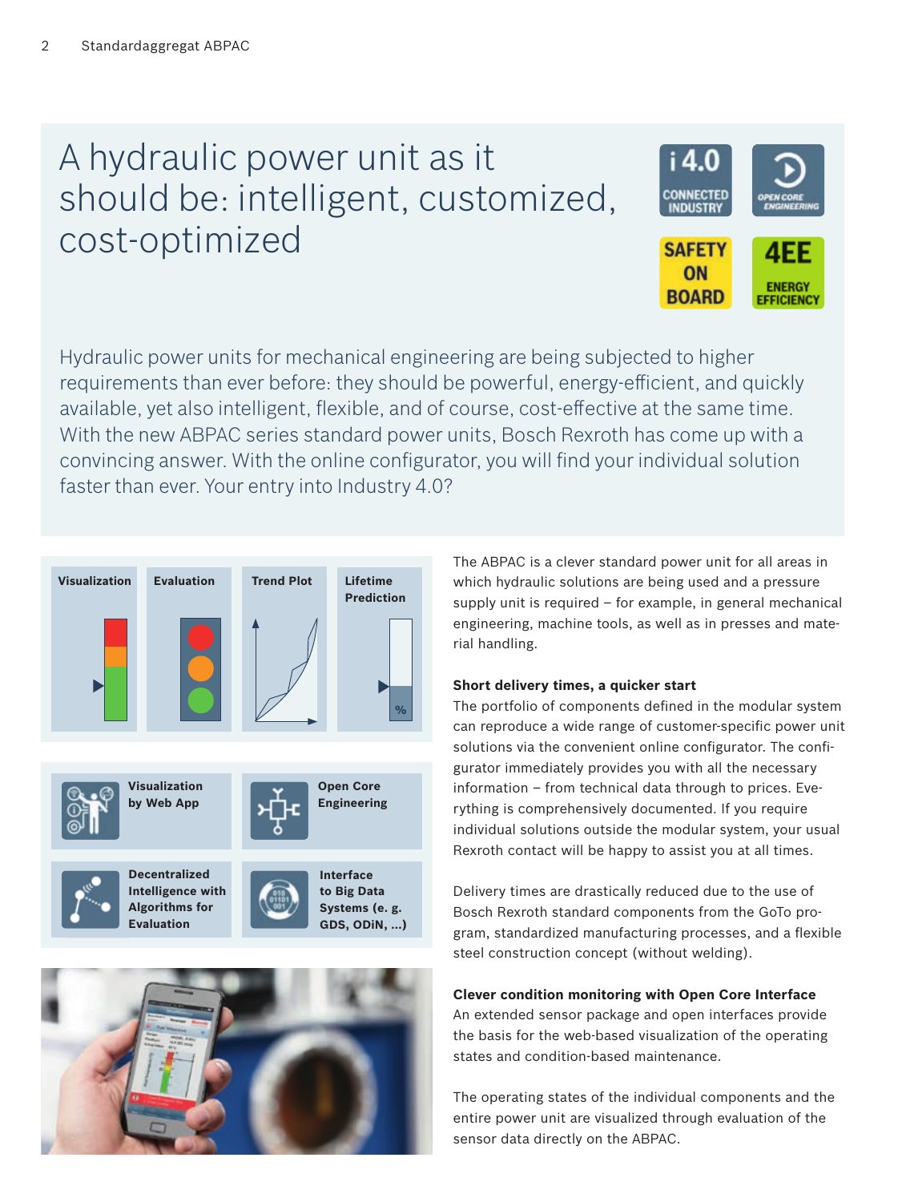# A hydraulic power unit as it should be: intelligent, customized, cost-optimized

i4.0 CONNECTED INDUSTRY | OPEN CORE ENGINEERING | SAFETY ON BOARD | 4EE ENERGY EFFICIENCY

Hydraulic power units for mechanical engineering are being subjected to higher requirements than ever before: they should be powerful, energy-efficient, and quickly available, yet also intelligent, flexible, and of course, cost-effective at the same time. With the new ABPAC series standard power units, Bosch Rexroth has come up with a convincing answer. With the online configurator, you will find your individual solution faster than ever. Your entry into Industry 4.0?

**Visualization** | **Evaluation** | **Trend Plot** | **Lifetime Prediction**

**Visualization by Web App**

**Open Core Engineering**

**Decentralized Intelligence with Algorithms for Evaluation**

**Interface to Big Data Systems (e. g. GDS, ODiN, ...)**

The ABPAC is a clever standard power unit for all areas in which hydraulic solutions are being used and a pressure supply unit is required – for example, in general mechanical engineering, machine tools, as well as in presses and material handling.

**Short delivery times, a quicker start**
The portfolio of components defined in the modular system can reproduce a wide range of customer-specific power unit solutions via the convenient online configurator. The configurator immediately provides you with all the necessary information – from technical data through to prices. Everything is comprehensively documented. If you require individual solutions outside the modular system, your usual Rexroth contact will be happy to assist you at all times.

Delivery times are drastically reduced due to the use of Bosch Rexroth standard components from the GoTo program, standardized manufacturing processes, and a flexible steel construction concept (without welding).

**Clever condition monitoring with Open Core Interface**
An extended sensor package and open interfaces provide the basis for the web-based visualization of the operating states and condition-based maintenance.

The operating states of the individual components and the entire power unit are visualized through evaluation of the sensor data directly on the ABPAC.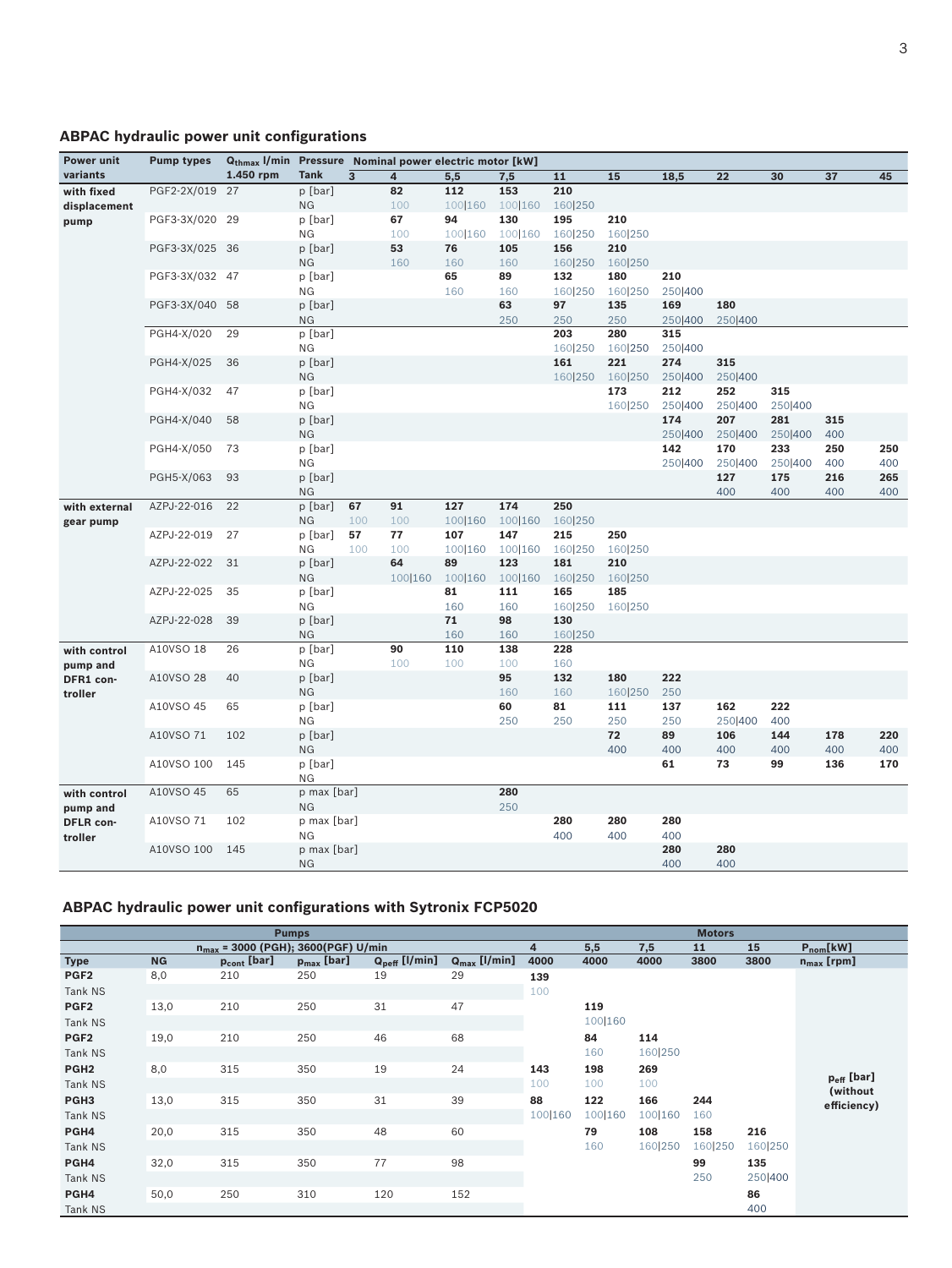## ABPAC hydraulic power unit configurations

| Power unit variants | Pump types | $Q_{thmax}$ l/min 1.450 rpm | Pressure Tank | Nominal power electric motor [kW] | | | | | | | | | | |
|---|---|---|---|---|---|---|---|---|---|---|---|---|---|---|
| | | | | 3 | 4 | 5,5 | 7,5 | 11 | 15 | 18,5 | 22 | 30 | 37 | 45 |
| with fixed displacement pump | PGF2-2X/019 | 27 | p [bar] | | 82 | 112 | 153 | 210 | | | | | | |
| | | | NG | | 100 | 100\|160 | 100\|160 | 160\|250 | | | | | | |
| | PGF3-3X/020 | 29 | p [bar] | | 67 | 94 | 130 | 195 | 210 | | | | | |
| | | | NG | | 100 | 100\|160 | 100\|160 | 160\|250 | 160\|250 | | | | | |
| | PGF3-3X/025 | 36 | p [bar] | | 53 | 76 | 105 | 156 | 210 | | | | | |
| | | | NG | | 160 | 160 | 160 | 160\|250 | 160\|250 | | | | | |
| | PGF3-3X/032 | 47 | p [bar] | | | 65 | 89 | 132 | 180 | 210 | | | | |
| | | | NG | | | 160 | 160 | 160\|250 | 160\|250 | 250\|400 | | | | |
| | PGF3-3X/040 | 58 | p [bar] | | | | 63 | 97 | 135 | 169 | 180 | | | |
| | | | NG | | | | 250 | 250 | 250 | 250\|400 | 250\|400 | | | |
| | PGH4-X/020 | 29 | p [bar] | | | | | 203 | 280 | 315 | | | | |
| | | | NG | | | | | 160\|250 | 160\|250 | 250\|400 | | | | |
| | PGH4-X/025 | 36 | p [bar] | | | | | 161 | 221 | 274 | 315 | | | |
| | | | NG | | | | | 160\|250 | 160\|250 | 250\|400 | 250\|400 | | | |
| | PGH4-X/032 | 47 | p [bar] | | | | | | 173 | 212 | 252 | 315 | | |
| | | | NG | | | | | | 160\|250 | 250\|400 | 250\|400 | 250\|400 | | |
| | PGH4-X/040 | 58 | p [bar] | | | | | | | 174 | 207 | 281 | 315 | |
| | | | NG | | | | | | | 250\|400 | 250\|400 | 250\|400 | 400 | |
| | PGH4-X/050 | 73 | p [bar] | | | | | | | 142 | 170 | 233 | 250 | 250 |
| | | | NG | | | | | | | 250\|400 | 250\|400 | 250\|400 | 400 | 400 |
| | PGH5-X/063 | 93 | p [bar] | | | | | | | | 127 | 175 | 216 | 265 |
| | | | NG | | | | | | | | 400 | 400 | 400 | 400 |
| with external gear pump | AZPJ-22-016 | 22 | p [bar] | 67 | 91 | 127 | 174 | 250 | | | | | | |
| | | | NG | 100 | 100 | 100\|160 | 100\|160 | 160\|250 | | | | | | |
| | AZPJ-22-019 | 27 | p [bar] | 57 | 77 | 107 | 147 | 215 | 250 | | | | | |
| | | | NG | 100 | 100 | 100\|160 | 100\|160 | 160\|250 | 160\|250 | | | | | |
| | AZPJ-22-022 | 31 | p [bar] | | 64 | 89 | 123 | 181 | 210 | | | | | |
| | | | NG | | 100\|160 | 100\|160 | 100\|160 | 160\|250 | 160\|250 | | | | | |
| | AZPJ-22-025 | 35 | p [bar] | | | 81 | 111 | 165 | 185 | | | | | |
| | | | NG | | | 160 | 160 | 160\|250 | 160\|250 | | | | | |
| | AZPJ-22-028 | 39 | p [bar] | | | 71 | 98 | 130 | | | | | | |
| | | | NG | | | 160 | 160 | 160\|250 | | | | | | |
| with control pump and DFR1 controller | A10VSO 18 | 26 | p [bar] | | 90 | 110 | 138 | 228 | | | | | | |
| | | | NG | | 100 | 100 | 100 | 160 | | | | | | |
| | A10VSO 28 | 40 | p [bar] | | | | 95 | 132 | 180 | 222 | | | | |
| | | | NG | | | | 160 | 160 | 160\|250 | 250 | | | | |
| | A10VSO 45 | 65 | p [bar] | | | | 60 | 81 | 111 | 137 | 162 | 222 | | |
| | | | NG | | | | 250 | 250 | 250 | 250 | 250\|400 | 400 | | |
| | A10VSO 71 | 102 | p [bar] | | | | | | 72 | 89 | 106 | 144 | 178 | 220 |
| | | | NG | | | | | | 400 | 400 | 400 | 400 | 400 | 400 |
| | A10VSO 100 | 145 | p [bar] | | | | | | | 61 | 73 | 99 | 136 | 170 |
| | | | NG | | | | | | | | | | | |
| with control pump and DFLR controller | A10VSO 45 | 65 | p max [bar] | | | | 280 | | | | | | | |
| | | | NG | | | | 250 | | | | | | | |
| | A10VSO 71 | 102 | p max [bar] | | | | | 280 | 280 | 280 | | | | |
| | | | NG | | | | | 400 | 400 | 400 | | | | |
| | A10VSO 100 | 145 | p max [bar] | | | | | | | 280 | 280 | | | |
| | | | NG | | | | | | | 400 | 400 | | | |

## ABPAC hydraulic power unit configurations with Sytronix FCP5020

| Pumps | | | | | | Motors | | | | | |
|---|---|---|---|---|---|---|---|---|---|---|---|
| $n_{max}$ = 3000 (PGH); 3600(PGF) U/min | | | | | | 4 | 5,5 | 7,5 | 11 | 15 | $P_{nom}$[kW] |
| Type | NG | $p_{cont}$ [bar] | $p_{max}$ [bar] | $Q_{peff}$ [l/min] | $Q_{max}$ [l/min] | 4000 | 4000 | 4000 | 3800 | 3800 | $n_{max}$ [rpm] |
| PGF2 | 8,0 | 210 | 250 | 19 | 29 | 139 | | | | | |
| Tank NS | | | | | | 100 | | | | | |
| PGF2 | 13,0 | 210 | 250 | 31 | 47 | | 119 | | | | |
| Tank NS | | | | | | | 100\|160 | | | | |
| PGF2 | 19,0 | 210 | 250 | 46 | 68 | | 84 | 114 | | | |
| Tank NS | | | | | | | 160 | 160\|250 | | | |
| PGH2 | 8,0 | 315 | 350 | 19 | 24 | 143 | 198 | 269 | | | $p_{eff}$ [bar] (without efficiency) |
| Tank NS | | | | | | 100 | 100 | 100 | | | |
| PGH3 | 13,0 | 315 | 350 | 31 | 39 | 88 | 122 | 166 | 244 | | |
| Tank NS | | | | | | 100\|160 | 100\|160 | 100\|160 | 160 | | |
| PGH4 | 20,0 | 315 | 350 | 48 | 60 | | 79 | 108 | 158 | 216 | |
| Tank NS | | | | | | | 160 | 160\|250 | 160\|250 | 160\|250 | |
| PGH4 | 32,0 | 315 | 350 | 77 | 98 | | | | 99 | 135 | |
| Tank NS | | | | | | | | | 250 | 250\|400 | |
| PGH4 | 50,0 | 250 | 310 | 120 | 152 | | | | | 86 | |
| Tank NS | | | | | | | | | | 400 | |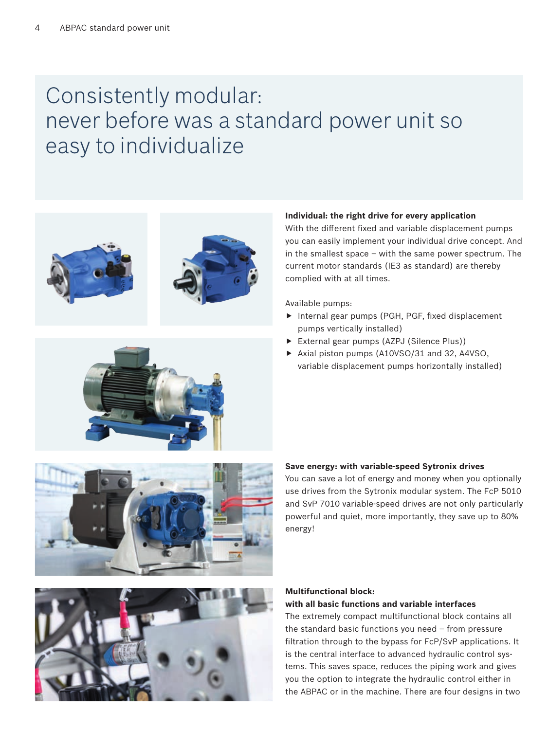# Consistently modular: never before was a standard power unit so easy to individualize

**Individual: the right drive for every application**
With the different fixed and variable displacement pumps you can easily implement your individual drive concept. And in the smallest space – with the same power spectrum. The current motor standards (IE3 as standard) are thereby complied with at all times.

Available pumps:

- Internal gear pumps (PGH, PGF, fixed displacement pumps vertically installed)
- External gear pumps (AZPJ (Silence Plus))
- Axial piston pumps (A10VSO/31 and 32, A4VSO, variable displacement pumps horizontally installed)

**Save energy: with variable-speed Sytronix drives**
You can save a lot of energy and money when you optionally use drives from the Sytronix modular system. The FcP 5010 and SvP 7010 variable-speed drives are not only particularly powerful and quiet, more importantly, they save up to 80% energy!

**Multifunctional block: with all basic functions and variable interfaces**
The extremely compact multifunctional block contains all the standard basic functions you need – from pressure filtration through to the bypass for FcP/SvP applications. It is the central interface to advanced hydraulic control systems. This saves space, reduces the piping work and gives you the option to integrate the hydraulic control either in the ABPAC or in the machine. There are four designs in two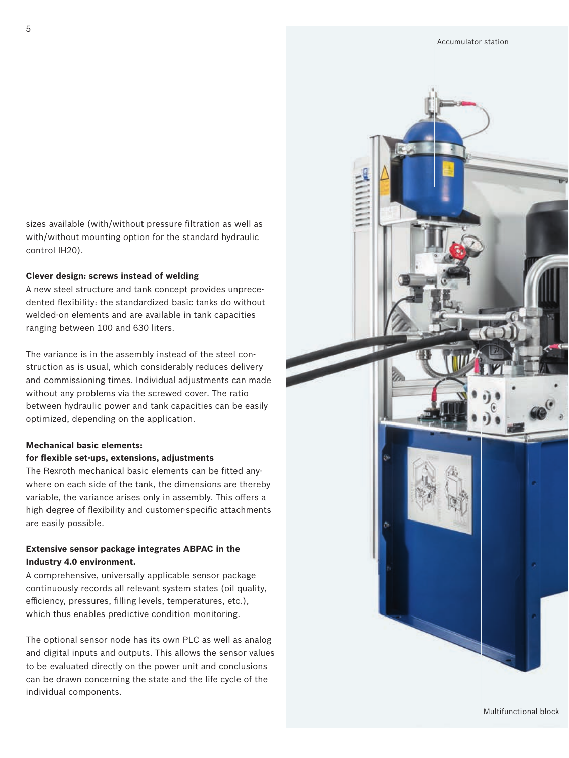sizes available (with/without pressure filtration as well as with/without mounting option for the standard hydraulic control IH20).

**Clever design: screws instead of welding**

A new steel structure and tank concept provides unprecedented flexibility: the standardized basic tanks do without welded-on elements and are available in tank capacities ranging between 100 and 630 liters.

The variance is in the assembly instead of the steel construction as is usual, which considerably reduces delivery and commissioning times. Individual adjustments can made without any problems via the screwed cover. The ratio between hydraulic power and tank capacities can be easily optimized, depending on the application.

**Mechanical basic elements: for flexible set-ups, extensions, adjustments**

The Rexroth mechanical basic elements can be fitted anywhere on each side of the tank, the dimensions are thereby variable, the variance arises only in assembly. This offers a high degree of flexibility and customer-specific attachments are easily possible.

**Extensive sensor package integrates ABPAC in the Industry 4.0 environment.**

A comprehensive, universally applicable sensor package continuously records all relevant system states (oil quality, efficiency, pressures, filling levels, temperatures, etc.), which thus enables predictive condition monitoring.

The optional sensor node has its own PLC as well as analog and digital inputs and outputs. This allows the sensor values to be evaluated directly on the power unit and conclusions can be drawn concerning the state and the life cycle of the individual components.

Accumulator station

Multifunctional block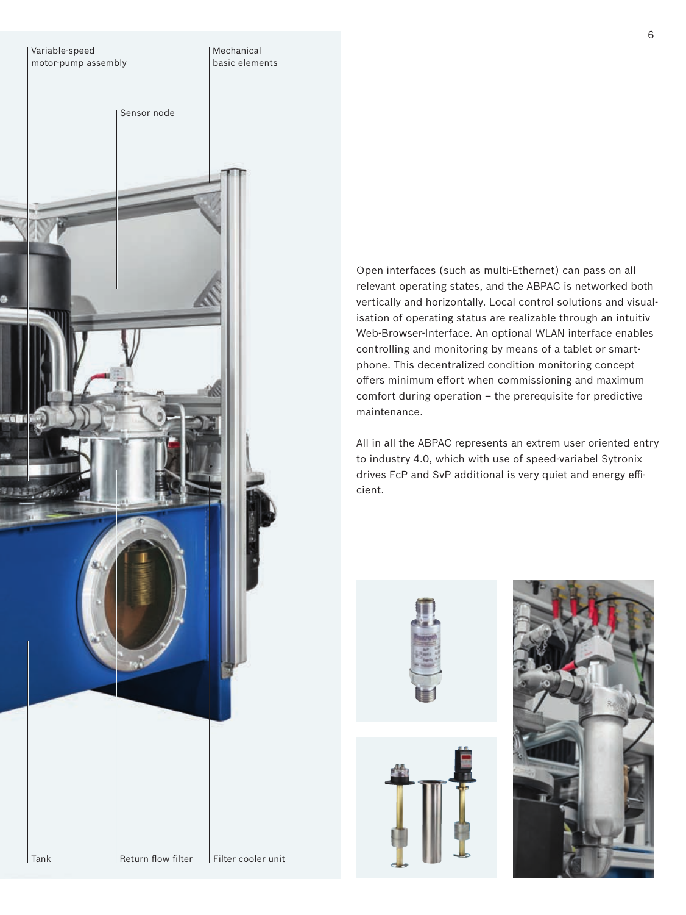Variable-speed motor-pump assembly

Mechanical basic elements

Sensor node

Tank

Return flow filter

Filter cooler unit

Open interfaces (such as multi-Ethernet) can pass on all relevant operating states, and the ABPAC is networked both vertically and horizontally. Local control solutions and visualisation of operating status are realizable through an intuitiv Web-Browser-Interface. An optional WLAN interface enables controlling and monitoring by means of a tablet or smartphone. This decentralized condition monitoring concept offers minimum effort when commissioning and maximum comfort during operation – the prerequisite for predictive maintenance.

All in all the ABPAC represents an extrem user oriented entry to industry 4.0, which with use of speed-variabel Sytronix drives FcP and SvP additional is very quiet and energy efficient.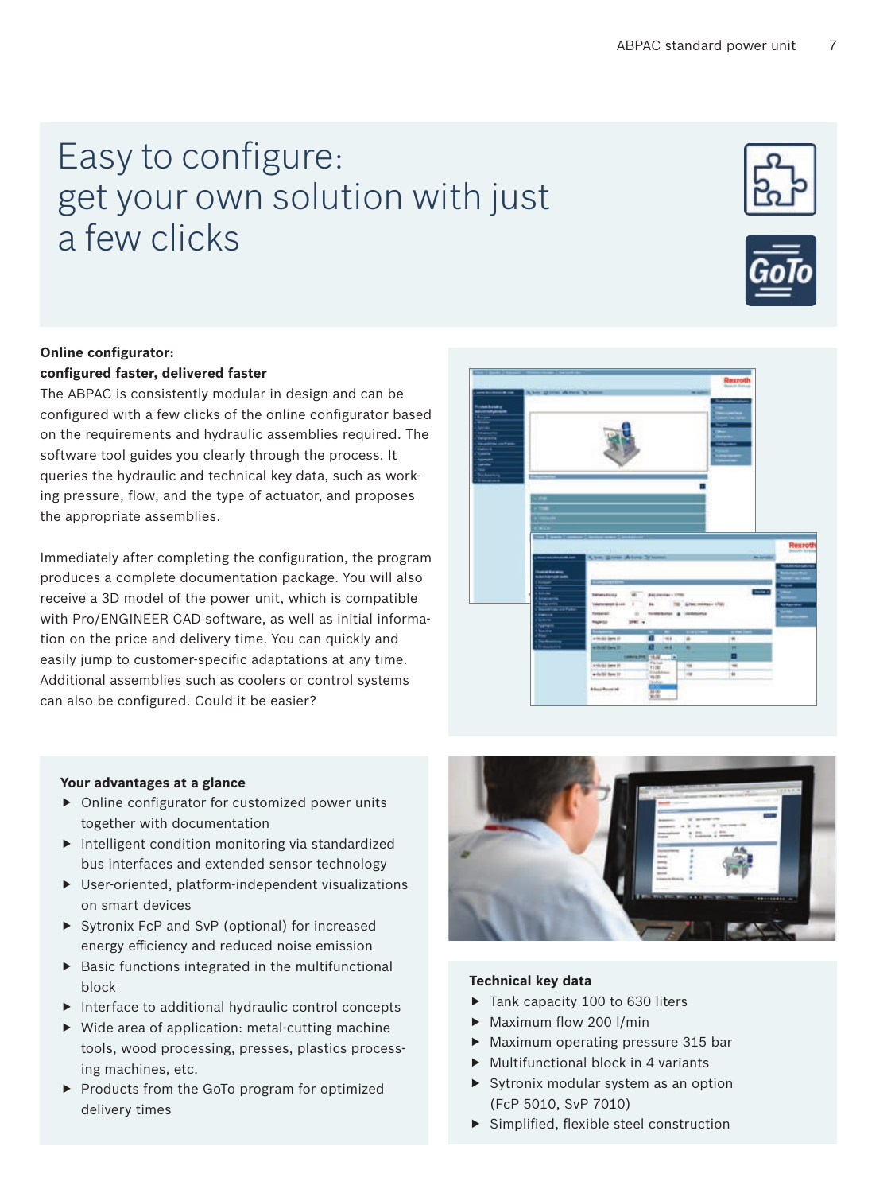# Easy to configure: get your own solution with just a few clicks

**Online configurator: configured faster, delivered faster**

The ABPAC is consistently modular in design and can be configured with a few clicks of the online configurator based on the requirements and hydraulic assemblies required. The software tool guides you clearly through the process. It queries the hydraulic and technical key data, such as working pressure, flow, and the type of actuator, and proposes the appropriate assemblies.

Immediately after completing the configuration, the program produces a complete documentation package. You will also receive a 3D model of the power unit, which is compatible with Pro/ENGINEER CAD software, as well as initial information on the price and delivery time. You can quickly and easily jump to customer-specific adaptations at any time. Additional assemblies such as coolers or control systems can also be configured. Could it be easier?

**Your advantages at a glance**

- Online configurator for customized power units together with documentation
- Intelligent condition monitoring via standardized bus interfaces and extended sensor technology
- User-oriented, platform-independent visualizations on smart devices
- Sytronix FcP and SvP (optional) for increased energy efficiency and reduced noise emission
- Basic functions integrated in the multifunctional block
- Interface to additional hydraulic control concepts
- Wide area of application: metal-cutting machine tools, wood processing, presses, plastics processing machines, etc.
- Products from the GoTo program for optimized delivery times

**Technical key data**

- Tank capacity 100 to 630 liters
- Maximum flow 200 l/min
- Maximum operating pressure 315 bar
- Multifunctional block in 4 variants
- Sytronix modular system as an option (FcP 5010, SvP 7010)
- Simplified, flexible steel construction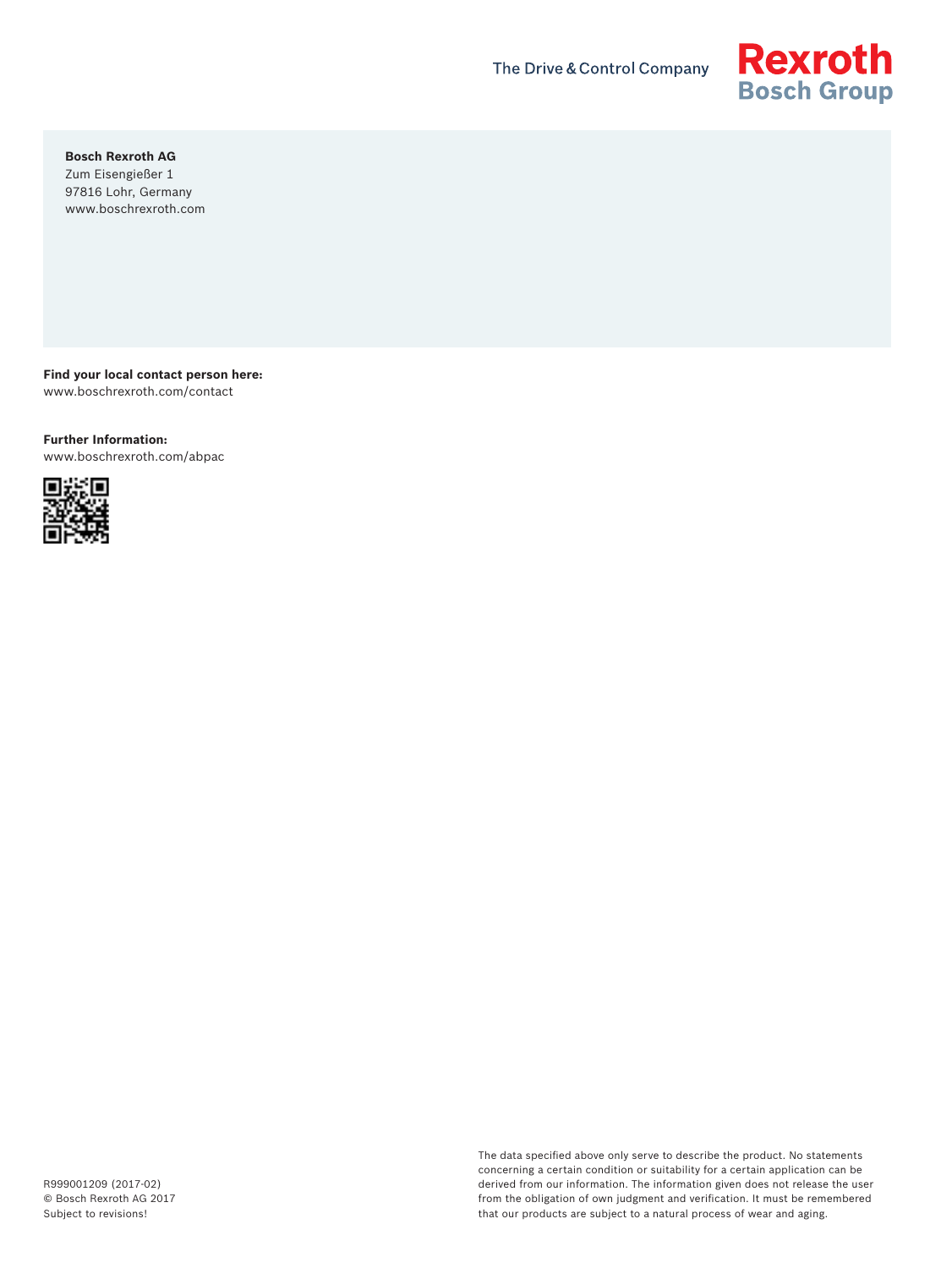The Drive & Control Company

**Rexroth**
**Bosch Group**

**Bosch Rexroth AG**
Zum Eisengießer 1
97816 Lohr, Germany
www.boschrexroth.com

**Find your local contact person here:**
www.boschrexroth.com/contact

**Further Information:**
www.boschrexroth.com/abpac

R999001209 (2017-02)
© Bosch Rexroth AG 2017
Subject to revisions!

The data specified above only serve to describe the product. No statements concerning a certain condition or suitability for a certain application can be derived from our information. The information given does not release the user from the obligation of own judgment and verification. It must be remembered that our products are subject to a natural process of wear and aging.